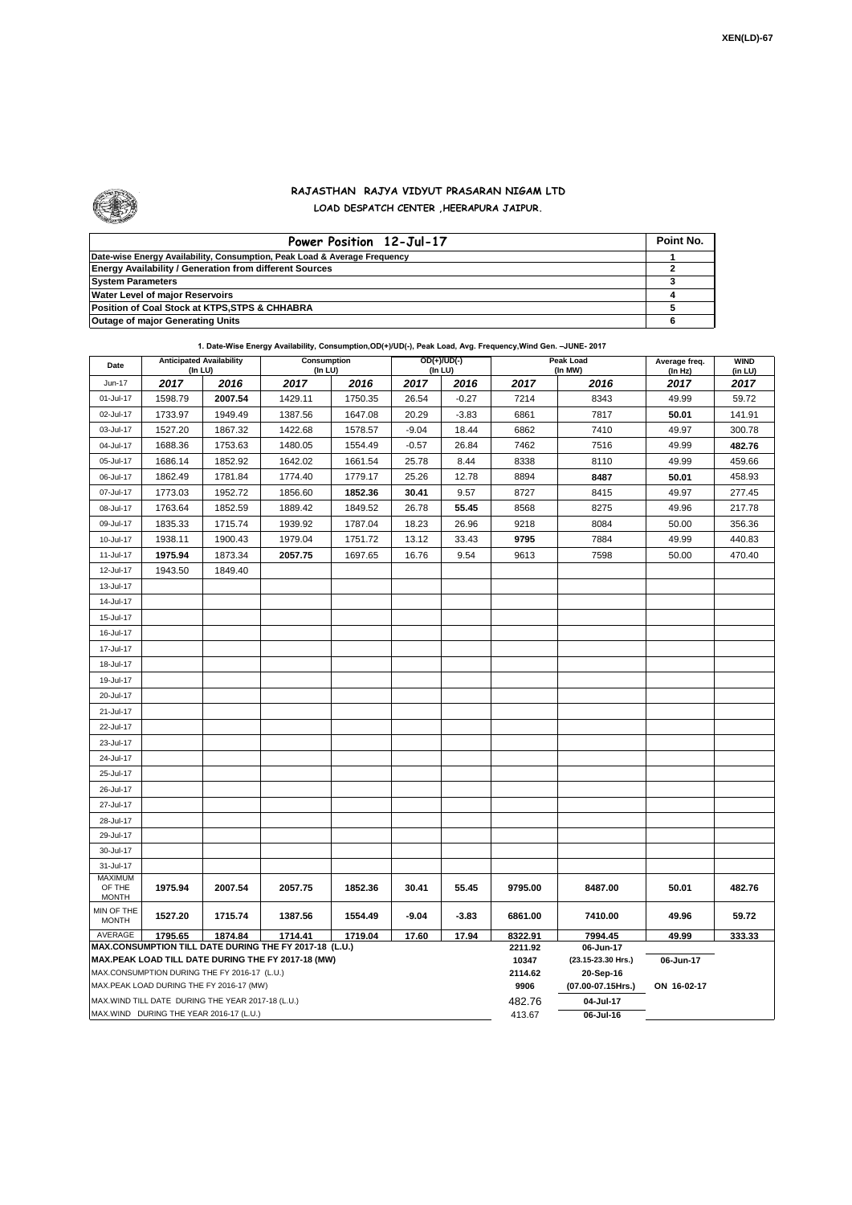XEN(LD)-67

# RAJASTHAN RAJYA VIDYUT PRASARAN NIGAM LTD
## LOAD DESPATCH CENTER ,HEERAPURA JAIPUR.

| Power Position 12-Jul-17 | Point No. |
|---|---|
| Date-wise Energy Availability, Consumption, Peak Load & Average Frequency | 1 |
| Energy Availability / Generation from different Sources | 2 |
| System Parameters | 3 |
| Water Level of major Reservoirs | 4 |
| Position of Coal Stock at KTPS,STPS & CHHABRA | 5 |
| Outage of major Generating Units | 6 |

**1. Date-Wise Energy Availability, Consumption,OD(+)/UD(-), Peak Load, Avg. Frequency,Wind Gen. –JUNE- 2017**

| Date | Anticipated Availability (In LU) | | Consumption (In LU) | | OD(+)/UD(-) (In LU) | | Peak Load (In MW) | | Average freq. (In Hz) | WIND (in LU) |
|---|---|---|---|---|---|---|---|---|---|---|
| Jun-17 | 2017 | 2016 | 2017 | 2016 | 2017 | 2016 | 2017 | 2016 | 2017 | 2017 |
| 01-Jul-17 | 1598.79 | **2007.54** | 1429.11 | 1750.35 | 26.54 | -0.27 | 7214 | 8343 | 49.99 | 59.72 |
| 02-Jul-17 | 1733.97 | 1949.49 | 1387.56 | 1647.08 | 20.29 | -3.83 | 6861 | 7817 | **50.01** | 141.91 |
| 03-Jul-17 | 1527.20 | 1867.32 | 1422.68 | 1578.57 | -9.04 | 18.44 | 6862 | 7410 | 49.97 | 300.78 |
| 04-Jul-17 | 1688.36 | 1753.63 | 1480.05 | 1554.49 | -0.57 | 26.84 | 7462 | 7516 | 49.99 | **482.76** |
| 05-Jul-17 | 1686.14 | 1852.92 | 1642.02 | 1661.54 | 25.78 | 8.44 | 8338 | 8110 | 49.99 | 459.66 |
| 06-Jul-17 | 1862.49 | 1781.84 | 1774.40 | 1779.17 | 25.26 | 12.78 | 8894 | **8487** | **50.01** | 458.93 |
| 07-Jul-17 | 1773.03 | 1952.72 | 1856.60 | **1852.36** | **30.41** | 9.57 | 8727 | 8415 | 49.97 | 277.45 |
| 08-Jul-17 | 1763.64 | 1852.59 | 1889.42 | 1849.52 | 26.78 | **55.45** | 8568 | 8275 | 49.96 | 217.78 |
| 09-Jul-17 | 1835.33 | 1715.74 | 1939.92 | 1787.04 | 18.23 | 26.96 | 9218 | 8084 | 50.00 | 356.36 |
| 10-Jul-17 | 1938.11 | 1900.43 | 1979.04 | 1751.72 | 13.12 | 33.43 | **9795** | 7884 | 49.99 | 440.83 |
| 11-Jul-17 | **1975.94** | 1873.34 | **2057.75** | 1697.65 | 16.76 | 9.54 | 9613 | 7598 | 50.00 | 470.40 |
| 12-Jul-17 | 1943.50 | 1849.40 | | | | | | | | |
| 13-Jul-17 | | | | | | | | | | |
| 14-Jul-17 | | | | | | | | | | |
| 15-Jul-17 | | | | | | | | | | |
| 16-Jul-17 | | | | | | | | | | |
| 17-Jul-17 | | | | | | | | | | |
| 18-Jul-17 | | | | | | | | | | |
| 19-Jul-17 | | | | | | | | | | |
| 20-Jul-17 | | | | | | | | | | |
| 21-Jul-17 | | | | | | | | | | |
| 22-Jul-17 | | | | | | | | | | |
| 23-Jul-17 | | | | | | | | | | |
| 24-Jul-17 | | | | | | | | | | |
| 25-Jul-17 | | | | | | | | | | |
| 26-Jul-17 | | | | | | | | | | |
| 27-Jul-17 | | | | | | | | | | |
| 28-Jul-17 | | | | | | | | | | |
| 29-Jul-17 | | | | | | | | | | |
| 30-Jul-17 | | | | | | | | | | |
| 31-Jul-17 | | | | | | | | | | |
| MAXIMUM OF THE MONTH | **1975.94** | **2007.54** | **2057.75** | **1852.36** | **30.41** | **55.45** | **9795.00** | **8487.00** | **50.01** | **482.76** |
| MIN OF THE MONTH | **1527.20** | **1715.74** | **1387.56** | **1554.49** | **-9.04** | **-3.83** | **6861.00** | **7410.00** | **49.96** | **59.72** |
| AVERAGE | **1795.65** | **1874.84** | **1714.41** | **1719.04** | **17.60** | **17.94** | **8322.91** | **7994.45** | **49.99** | **333.33** |
| **MAX.CONSUMPTION TILL DATE DURING THE FY 2017-18 (L.U.)** | | | | | | | **2211.92** | **06-Jun-17** | | |
| **MAX.PEAK LOAD TILL DATE DURING THE FY 2017-18 (MW)** | | | | | | | **10347** | **(23.15-23.30 Hrs.)** | **06-Jun-17** | |
| MAX.CONSUMPTION DURING THE FY 2016-17 (L.U.) | | | | | | | **2114.62** | **20-Sep-16** | | |
| MAX.PEAK LOAD DURING THE FY 2016-17 (MW) | | | | | | | **9906** | **(07.00-07.15Hrs.)** | **ON 16-02-17** | |
| MAX.WIND TILL DATE DURING THE YEAR 2017-18 (L.U.) | | | | | | | 482.76 | **04-Jul-17** | | |
| MAX.WIND DURING THE YEAR 2016-17 (L.U.) | | | | | | | 413.67 | **06-Jul-16** | | |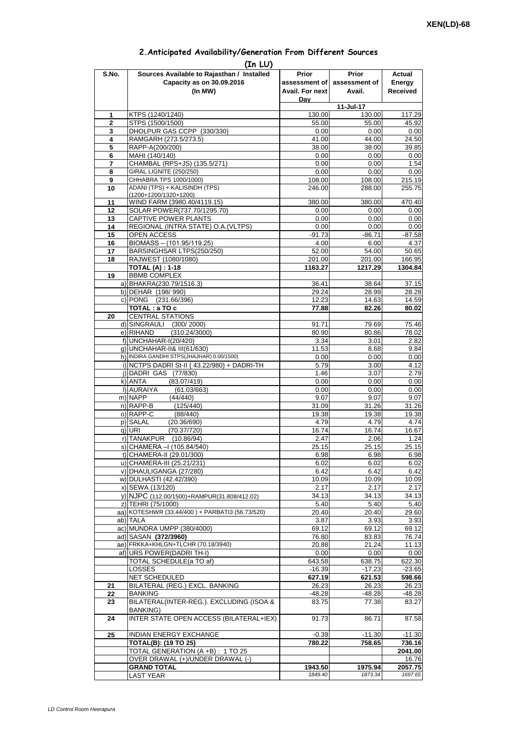XEN(LD)-68

## 2.Anticipated Availability/Generation From Different Sources

**(In LU)**

| S.No. | Sources Available to Rajasthan / Installed Capacity as on 30.09.2016 (In MW) | Prior assessment of Avail. For next Day | Prior assessment of Avail. | Actual Energy Received |
|---|---|---|---|---|
| | | | 11-Jul-17 | |
| 1 | KTPS (1240/1240) | 130.00 | 130.00 | 117.29 |
| 2 | STPS (1500/1500) | 55.00 | 55.00 | 45.92 |
| 3 | DHOLPUR GAS CCPP (330/330) | 0.00 | 0.00 | 0.00 |
| 4 | RAMGARH (273.5/273.5) | 41.00 | 44.00 | 24.50 |
| 5 | RAPP-A(200/200) | 38.00 | 38.00 | 39.85 |
| 6 | MAHI (140/140) | 0.00 | 0.00 | 0.00 |
| 7 | CHAMBAL (RPS+JS) (135.5/271) | 0.00 | 0.00 | 1.54 |
| 8 | GIRAL LIGNITE (250/250) | 0.00 | 0.00 | 0.00 |
| 9 | CHHABRA TPS 1000/1000) | 108.00 | 108.00 | 215.19 |
| 10 | ADANI (TPS) + KALISINDH (TPS) (1200+1200/1320+1200) | 246.00 | 288.00 | 255.75 |
| 11 | WIND FARM (3980.40/4119.15) | 380.00 | 380.00 | 470.40 |
| 12 | SOLAR POWER(737.70/1295.70) | 0.00 | 0.00 | 0.00 |
| 13 | CAPTIVE POWER PLANTS | 0.00 | 0.00 | 0.00 |
| 14 | REGIONAL (INTRA STATE) O.A.(VLTPS) | 0.00 | 0.00 | 0.00 |
| 15 | OPEN ACCESS | -91.73 | -86.71 | -87.58 |
| 16 | BIOMASS – (101.95/119.25) | 4.00 | 6.00 | 4.37 |
| 17 | BARSINGHSAR LTPS(250/250) | 52.00 | 54.00 | 50.65 |
| 18 | RAJWEST (1080/1080) | 201.00 | 201.00 | 166.95 |
| | **TOTAL (A) : 1-18** | **1163.27** | **1217.29** | **1304.84** |
| 19 | BBMB COMPLEX | | | |
| | a) BHAKRA(230.79/1516.3) | 36.41 | 38.64 | 37.15 |
| | b) DEHAR (198/ 990) | 29.24 | 28.99 | 28.28 |
| | c) PONG (231.66/396) | 12.23 | 14.63 | 14.59 |
| | **TOTAL : a TO c** | **77.88** | **82.26** | **80.02** |
| 20 | CENTRAL STATIONS | | | |
| | d) SINGRAULI (300/ 2000) | 91.71 | 79.69 | 75.46 |
| | e) RIHAND (310.24/3000) | 80.90 | 80.86 | 78.02 |
| | f) UNCHAHAR-I(20/420) | 3.34 | 3.01 | 2.82 |
| | g) UNCHAHAR-II& III(61/630) | 11.53 | 8.68 | 9.84 |
| | h) INDIRA GANDHI STPS(JHAJHAR) 0.00/1500) | 0.00 | 0.00 | 0.00 |
| | i) NCTPS DADRI St-II ( 43.22/980) + DADRI-TH | 5.79 | 3.00 | 4.12 |
| | j) DADRI GAS (77/830) | 1.46 | 3.07 | 2.79 |
| | k) ANTA (83.07/419) | 0.00 | 0.00 | 0.00 |
| | l) AURAIYA (61.03/663) | 0.00 | 0.00 | 0.00 |
| | m) NAPP (44/440) | 9.07 | 9.07 | 9.07 |
| | n) RAPP-B (125/440) | 31.09 | 31.26 | 31.26 |
| | o) RAPP-C (88/440) | 19.38 | 19.38 | 19.38 |
| | p) SALAL (20.36/690) | 4.79 | 4.79 | 4.74 |
| | q) URI (70.37/720) | 16.74 | 16.74 | 16.67 |
| | r) TANAKPUR (10.86/94) | 2.47 | 2.06 | 1.24 |
| | s) CHAMERA –I (105.84/540) | 25.15 | 25.15 | 25.15 |
| | t) CHAMERA-II (29.01/300) | 6.98 | 6.98 | 6.98 |
| | u) CHAMERA-III (25.21/231) | 6.02 | 6.02 | 6.02 |
| | v) DHAULIGANGA (27/280) | 6.42 | 6.42 | 6.42 |
| | w) DULHASTI (42.42/390) | 10.09 | 10.09 | 10.09 |
| | x) SEWA (13/120) | 2.17 | 2.17 | 2.17 |
| | y) NJPC (112.00/1500)+RAMPUR(31.808/412.02) | 34.13 | 34.13 | 34.13 |
| | z) TEHRI (75/1000) | 5.40 | 5.40 | 5.40 |
| | aa) KOTESHWR (33.44/400 ) + PARBATI3 (56.73/520) | 20.40 | 20.40 | 29.60 |
| | ab) TALA | 3.87 | 3.93 | 3.93 |
| | ac) MUNDRA UMPP (380/4000) | 69.12 | 69.12 | 69.12 |
| | ad) SASAN **(372/3960)** | 76.80 | 83.83 | 76.74 |
| | ae) FRKKA+KHLGN+TLCHR (70.18/3940) | 20.88 | 21.24 | 11.13 |
| | af) URS POWER(DADRI TH-I) | 0.00 | 0.00 | 0.00 |
| | TOTAL SCHEDULE(a TO af) | 643.58 | 638.75 | 622.30 |
| | LOSSES | -16.39 | -17.23 | -23.65 |
| | NET SCHEDULED | **627.19** | **621.53** | **598.66** |
| 21 | BILATERAL (REG.) EXCL. BANKING | 26.23 | 26.23 | 26.23 |
| 22 | BANKING | -48.28 | -48.28 | -48.28 |
| 23 | BILATERAL(INTER-REG.). EXCLUDING (ISOA & BANKING) | 83.75 | 77.38 | 83.27 |
| 24 | INTER STATE OPEN ACCESS (BILATERAL+IEX) | 91.73 | 86.71 | 87.58 |
| 25 | INDIAN ENERGY EXCHANGE | -0.39 | -11.30 | -11.30 |
| | **TOTAL(B): (19 TO 25)** | **780.22** | **758.65** | **736.16** |
| | TOTAL GENERATION (A +B) : 1 TO 25 | | | **2041.00** |
| | OVER DRAWAL (+)/UNDER DRAWAL (-) | | | 16.76 |
| | **GRAND TOTAL** | **1943.50** | **1975.94** | **2057.75** |
| | LAST YEAR | *1849.40* | *1873.34* | *1697.65* |

*LD Control Room Heerapura*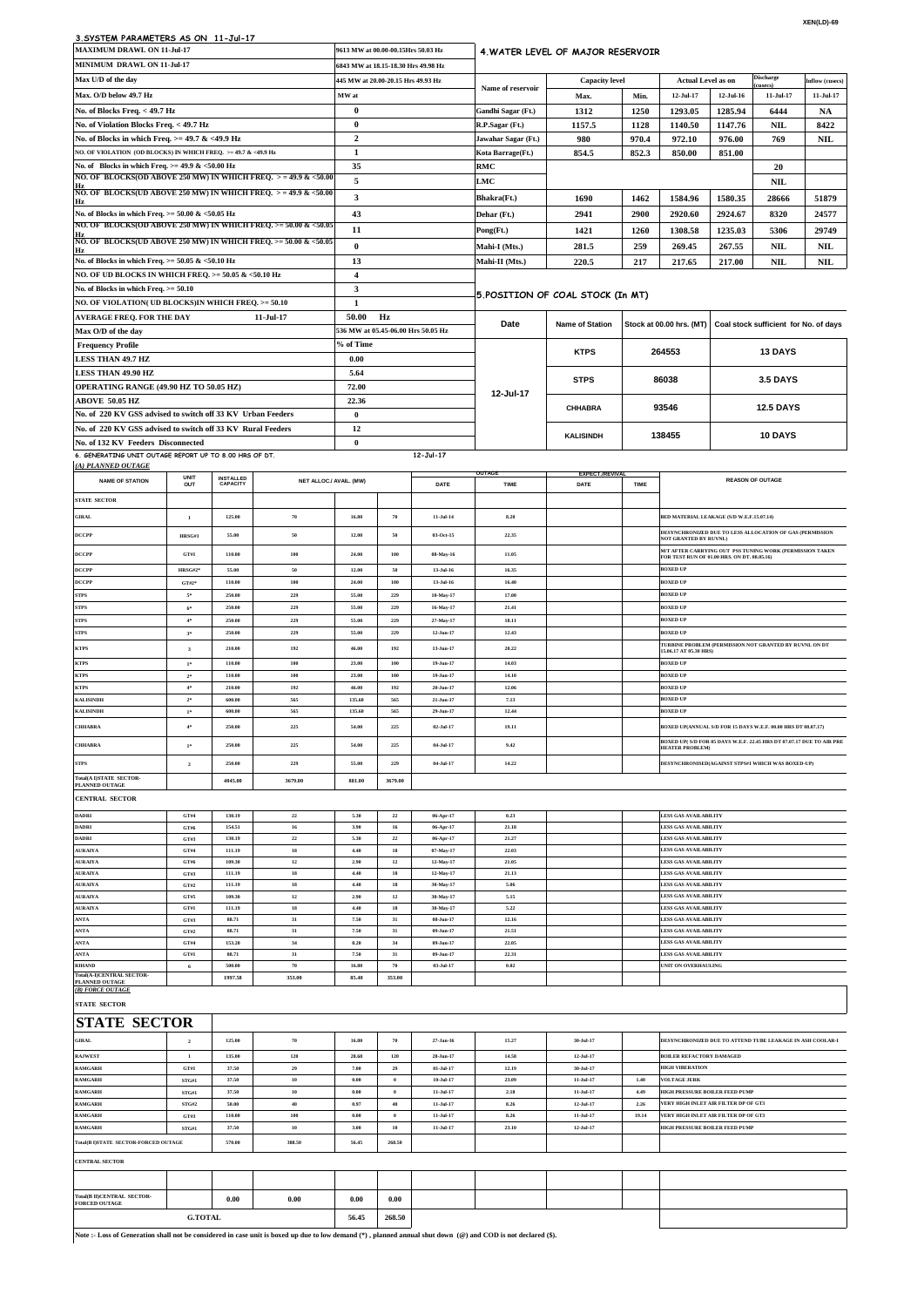## 3. SYSTEM PARAMETERS AS ON 11-Jul-17

| | |
|---|---|
| MAXIMUM DRAWL ON 11-Jul-17 | 9613 MW at 00.00-00.15Hrs 50.03 Hz |
| MINIMUM DRAWL ON 11-Jul-17 | 6843 MW at 18.15-18.30 Hrs 49.98 Hz |
| Max U/D of the day | 445 MW at 20.00-20.15 Hrs 49.93 Hz |
| Max. O/D below 49.7 Hz | MW at |
| No. of Blocks Freq. < 49.7 Hz | 0 |
| No. of Violation Blocks Freq. < 49.7 Hz | 0 |
| No. of Blocks in which Freq. >= 49.7 & <49.9 Hz | 2 |
| NO. OF VIOLATION (OD BLOCKS) IN WHICH FREQ. >= 49.7 & <49.9 Hz | 1 |
| No. of Blocks in which Freq. >= 49.9 & <50.00 Hz | 35 |
| NO. OF BLOCKS(OD ABOVE 250 MW) IN WHICH FREQ. >= 49.9 & <50.00 Hz | 5 |
| NO. OF BLOCKS(UD ABOVE 250 MW) IN WHICH FREQ. >= 49.9 & <50.00 Hz | 3 |
| No. of Blocks in which Freq. >= 50.00 & <50.05 Hz | 43 |
| NO. OF BLOCKS(OD ABOVE 250 MW) IN WHICH FREQ. >= 50.00 & <50.05 Hz | 11 |
| NO. OF BLOCKS(UD ABOVE 250 MW) IN WHICH FREQ. >= 50.00 & <50.05 Hz | 0 |
| No. of Blocks in which Freq. >= 50.05 & <50.10 Hz | 13 |
| NO. OF UD BLOCKS IN WHICH FREQ. >= 50.05 & <50.10 Hz | 4 |
| No. of Blocks in which Freq. >= 50.10 | 3 |
| NO. OF VIOLATION( UD BLOCKS)IN WHICH FREQ. >= 50.10 | 1 |
| AVERAGE FREQ. FOR THE DAY 11-Jul-17 | 50.00 Hz |
| Max O/D of the day | 536 MW at 05.45-06.00 Hrs 50.05 Hz |
| Frequency Profile | % of Time |
| LESS THAN 49.7 HZ | 0.00 |
| LESS THAN 49.90 HZ | 5.64 |
| OPERATING RANGE (49.90 HZ TO 50.05 HZ) | 72.00 |
| ABOVE 50.05 HZ | 22.36 |
| No. of 220 KV GSS advised to switch off 33 KV Urban Feeders | 0 |
| No. of 220 KV GSS advised to switch off 33 KV Rural Feeders | 12 |
| No. of 132 KV Feeders Disconnected | 0 |

## 4. WATER LEVEL OF MAJOR RESERVOIR

| Name of reservoir | Capacity level Max. | Min. | Actual Level as on 12-Jul-17 | 12-Jul-16 | Discharge (cusecs) 11-Jul-17 | Inflow (cusecs) 11-Jul-17 |
|---|---|---|---|---|---|---|
| Gandhi Sagar (Ft.) | 1312 | 1250 | 1293.05 | 1285.94 | 6444 | NA |
| R.P.Sagar (Ft.) | 1157.5 | 1128 | 1140.50 | 1147.76 | NIL | 8422 |
| Jawahar Sagar (Ft.) | 980 | 970.4 | 972.10 | 976.00 | 769 | NIL |
| Kota Barrage(Ft.) | 854.5 | 852.3 | 850.00 | 851.00 | | |
| RMC | | | | | 20 | |
| LMC | | | | | NIL | |
| Bhakra(Ft.) | 1690 | 1462 | 1584.96 | 1580.35 | 28666 | 51879 |
| Dehar (Ft.) | 2941 | 2900 | 2920.60 | 2924.67 | 8320 | 24577 |
| Pong(Ft.) | 1421 | 1260 | 1308.58 | 1235.03 | 5306 | 29749 |
| Mahi-I (Mts.) | 281.5 | 259 | 269.45 | 267.55 | NIL | NIL |
| Mahi-II (Mts.) | 220.5 | 217 | 217.65 | 217.00 | NIL | NIL |

## 5. POSITION OF COAL STOCK (In MT)

| Date | Name of Station | Stock at 00.00 hrs. (MT) | Coal stock sufficient for No. of days |
|---|---|---|---|
| 12-Jul-17 | KTPS | 264553 | 13 DAYS |
| | STPS | 86038 | 3.5 DAYS |
| | CHHABRA | 93546 | 12.5 DAYS |
| | KALISINDH | 138455 | 10 DAYS |

## 6. GENERATING UNIT OUTAGE REPORT UP TO 8.00 HRS OF DT. 12-Jul-17

### (A) PLANNED OUTAGE

| NAME OF STATION | UNIT OUT | INSTALLED CAPACITY | NET ALLOC./ AVAIL. (MW) | | | OUTAGE DATE | OUTAGE TIME | EXPECT./REVIVAL DATE | EXPECT./REVIVAL TIME | REASON OF OUTAGE |
|---|---|---|---|---|---|---|---|---|---|---|
| **STATE SECTOR** | | | | | | | | | | |
| GIRAL | 1 | 125.00 | 70 | 16.80 | 70 | 11-Jul-14 | 0.20 | | | BED MATERIAL LEAKAGE (S/D W.E.F.15.07.14) |
| DCCPP | HRSG#1 | 55.00 | 50 | 12.00 | 50 | 03-Oct-15 | 22.35 | | | DESYNCHRONIZED DUE TO LESS ALLOCATION OF GAS (PERMISSION NOT GRANTED BY RUVNL) |
| DCCPP | GT#1 | 110.00 | 100 | 24.00 | 100 | 08-May-16 | 11.05 | | | M/T AFTER CARRYING OUT PSS TUNING WORK (PERMISSION TAKEN FOR TEST RUN OF 01.00 HRS. ON DT. 08.05.16) |
| DCCPP | HRSG#2* | 55.00 | 50 | 12.00 | 50 | 13-Jul-16 | 16.35 | | | BOXED UP |
| DCCPP | GT#2* | 110.00 | 100 | 24.00 | 100 | 13-Jul-16 | 16.40 | | | BOXED UP |
| STPS | 5* | 250.00 | 229 | 55.00 | 229 | 10-May-17 | 17.00 | | | BOXED UP |
| STPS | 6* | 250.00 | 229 | 55.00 | 229 | 16-May-17 | 21.41 | | | BOXED UP |
| STPS | 4* | 250.00 | 229 | 55.00 | 229 | 27-May-17 | 18.11 | | | BOXED UP |
| STPS | 3* | 250.00 | 229 | 55.00 | 229 | 12-Jun-17 | 12.43 | | | BOXED UP |
| KTPS | 3 | 210.00 | 192 | 46.00 | 192 | 13-Jun-17 | 20.22 | | | TURBINE PROBLEM (PERMISSION NOT GRANTED BY RUVNL ON DT 15.06.17 AT 05.30 HRS) |
| KTPS | 1* | 110.00 | 100 | 23.00 | 100 | 19-Jun-17 | 14.03 | | | BOXED UP |
| KTPS | 2* | 110.00 | 100 | 23.00 | 100 | 19-Jun-17 | 14.10 | | | BOXED UP |
| KTPS | 4* | 210.00 | 192 | 46.00 | 192 | 20-Jun-17 | 12.06 | | | BOXED UP |
| KALISINDH | 2* | 600.00 | 565 | 135.60 | 565 | 21-Jun-17 | 7.13 | | | BOXED UP |
| KALISINDH | 1* | 600.00 | 565 | 135.60 | 565 | 29-Jun-17 | 12.44 | | | BOXED UP |
| CHHABRA | 4* | 250.00 | 225 | 54.00 | 225 | 02-Jul-17 | 19.11 | | | BOXED UP(ANNUAL S/D FOR 15 DAYS W.E.F. 00.00 HRS DT 08.07.17) |
| CHHABRA | 1* | 250.00 | 225 | 54.00 | 225 | 04-Jul-17 | 9.42 | | | BOXED UP( S/D FOR 05 DAYS W.E.F. 22.45 HRS DT 07.07.17 DUE TO AIR PRE HEATER PROBLEM) |
| STPS | 2 | 250.00 | 229 | 55.00 | 229 | 04-Jul-17 | 14.22 | | | DESYNCHRONISED(AGAINST STPS#1 WHICH WAS BOXED-UP) |
| Total(A I)STATE SECTOR-PLANNED OUTAGE | | 4045.00 | 3679.00 | 881.00 | 3679.00 | | | | | |
| **CENTRAL SECTOR** | | | | | | | | | | |
| DADRI | GT#4 | 130.19 | 22 | 5.30 | 22 | 06-Apr-17 | 0.23 | | | LESS GAS AVAILABILITY |
| DADRI | GT#6 | 154.51 | 16 | 3.90 | 16 | 06-Apr-17 | 21.18 | | | LESS GAS AVAILABILITY |
| DADRI | GT#3 | 130.19 | 22 | 5.30 | 22 | 06-Apr-17 | 21.27 | | | LESS GAS AVAILABILITY |
| AURAIYA | GT#4 | 111.19 | 18 | 4.40 | 18 | 07-May-17 | 22.03 | | | LESS GAS AVAILABILITY |
| AURAIYA | GT#6 | 109.30 | 12 | 2.90 | 12 | 12-May-17 | 21.05 | | | LESS GAS AVAILABILITY |
| AURAIYA | GT#3 | 111.19 | 18 | 4.40 | 18 | 12-May-17 | 21.13 | | | LESS GAS AVAILABILITY |
| AURAIYA | GT#2 | 111.19 | 18 | 4.40 | 18 | 30-May-17 | 5.06 | | | LESS GAS AVAILABILITY |
| AURAIYA | GT#5 | 109.30 | 12 | 2.90 | 12 | 30-May-17 | 5.15 | | | LESS GAS AVAILABILITY |
| AURAIYA | GT#1 | 111.19 | 18 | 4.40 | 18 | 30-May-17 | 5.22 | | | LESS GAS AVAILABILITY |
| ANTA | GT#3 | 88.71 | 31 | 7.50 | 31 | 08-Jun-17 | 12.16 | | | LESS GAS AVAILABILITY |
| ANTA | GT#2 | 88.71 | 31 | 7.50 | 31 | 09-Jun-17 | 21.51 | | | LESS GAS AVAILABILITY |
| ANTA | GT#4 | 153.20 | 34 | 8.20 | 34 | 09-Jun-17 | 22.05 | | | LESS GAS AVAILABILITY |
| ANTA | GT#1 | 88.71 | 31 | 7.50 | 31 | 09-Jun-17 | 22.31 | | | LESS GAS AVAILABILITY |
| RIHAND | 6 | 500.00 | 70 | 16.80 | 70 | 03-Jul-17 | 0.02 | | | UNIT ON OVERHAULING |
| Total(A-II)CENTRAL SECTOR-PLANNED OUTAGE | | 1997.58 | 353.00 | 85.40 | 353.00 | | | | | |

### (B) FORCE OUTAGE

| NAME OF STATION | UNIT OUT | INSTALLED CAPACITY | NET ALLOC./ AVAIL. (MW) | | | OUTAGE DATE | OUTAGE TIME | EXPECT./REVIVAL DATE | EXPECT./REVIVAL TIME | REASON OF OUTAGE |
|---|---|---|---|---|---|---|---|---|---|---|
| **STATE SECTOR** | | | | | | | | | | |
| GIRAL | 2 | 125.00 | 70 | 16.80 | 70 | 27-Jan-16 | 15.27 | 30-Jul-17 | | DESYNCHRONIZED DUE TO ATTEND TUBE LEAKAGE IN ASH COOLAR-I |
| RAJWEST | 1 | 135.00 | 120 | 28.60 | 120 | 28-Jun-17 | 14.58 | 12-Jul-17 | | BOILER REFACTORY DAMAGED |
| RAMGARH | GT#1 | 37.50 | 29 | 7.00 | 29 | 01-Jul-17 | 12.19 | 30-Jul-17 | | HIGH VIBERATION |
| RAMGARH | STG#1 | 37.50 | 10 | 0.00 | 0 | 10-Jul-17 | 23.09 | 11-Jul-17 | 1.40 | VOLTAGE JERK |
| RAMGARH | STG#1 | 37.50 | 10 | 0.00 | 0 | 11-Jul-17 | 2.18 | 11-Jul-17 | 4.49 | HIGH PRESSURE BOILER FEED PUMP |
| RAMGARH | STG#2 | 50.00 | 40 | 0.97 | 40 | 11-Jul-17 | 0.26 | 12-Jul-17 | 2.26 | VERY HIGH INLET AIR FILTER DP OF GT3 |
| RAMGARH | GT#3 | 110.00 | 100 | 0.00 | 0 | 11-Jul-17 | 0.26 | 11-Jul-17 | 19.14 | VERY HIGH INLET AIR FILTER DP OF GT3 |
| RAMGARH | STG#1 | 37.50 | 10 | 3.00 | 10 | 11-Jul-17 | 23.10 | 12-Jul-17 | | HIGH PRESSURE BOILER FEED PUMP |
| Total(B I)STATE SECTOR-FORCED OUTAGE | | 570.00 | 388.50 | 56.45 | 268.50 | | | | | |
| **CENTRAL SECTOR** | | | | | | | | | | |
| Total(B II)CENTRAL SECTOR-FORCED OUTAGE | | 0.00 | 0.00 | 0.00 | 0.00 | | | | | |
| G.TOTAL | | | | 56.45 | 268.50 | | | | | |

**Note :- Loss of Generation shall not be considered in case unit is boxed up due to low demand (*) , planned annual shut down (@) and COD is not declared ($).**